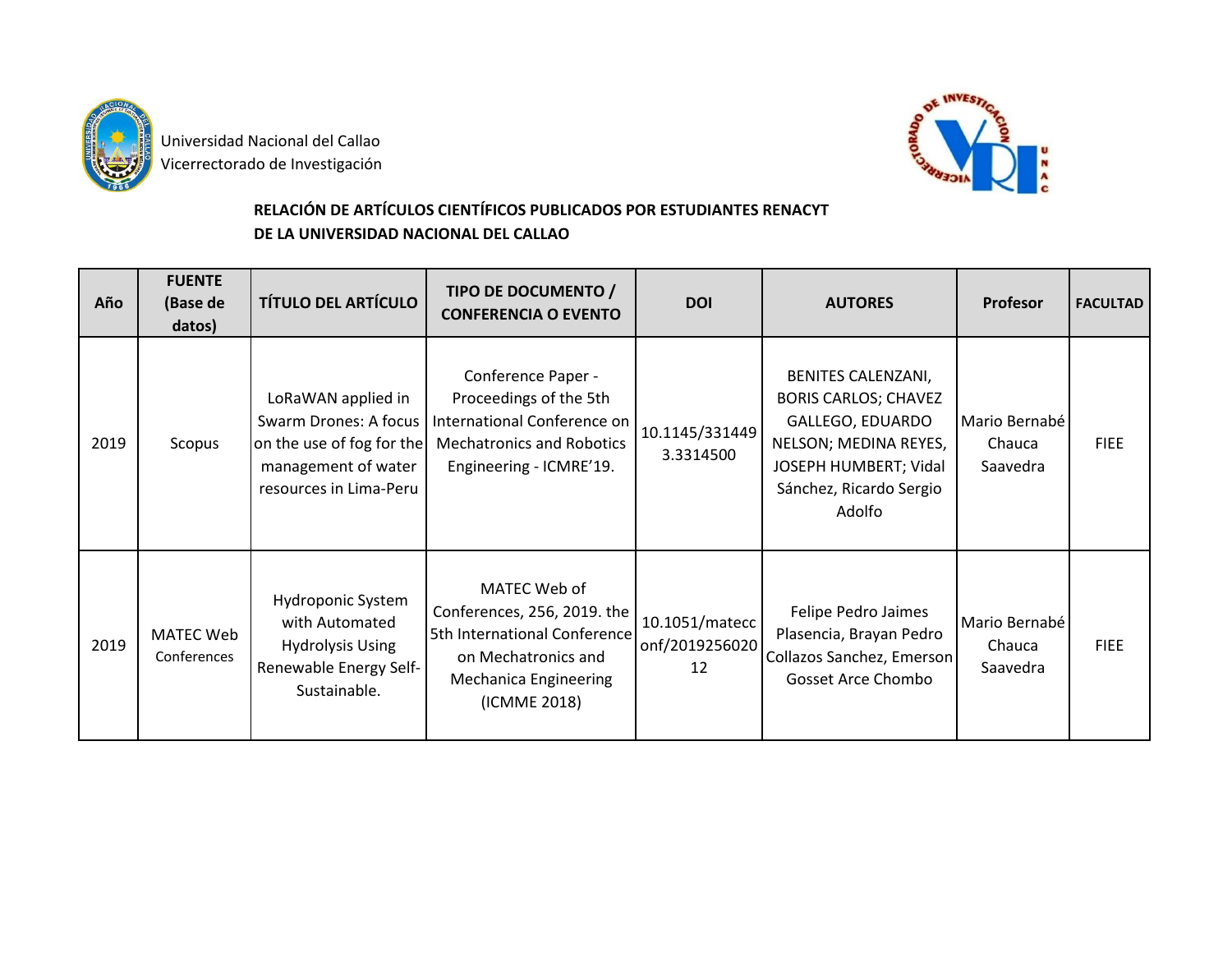Universidad Nacional del Callao
Vicerrectorado de Investigación

**RELACIÓN DE ARTÍCULOS CIENTÍFICOS PUBLICADOS POR ESTUDIANTES RENACYT DE LA UNIVERSIDAD NACIONAL DEL CALLAO**

| Año | FUENTE (Base de datos) | TÍTULO DEL ARTÍCULO | TIPO DE DOCUMENTO / CONFERENCIA O EVENTO | DOI | AUTORES | Profesor | FACULTAD |
|---|---|---|---|---|---|---|---|
| 2019 | Scopus | LoRaWAN applied in Swarm Drones: A focus on the use of fog for the management of water resources in Lima-Peru | Conference Paper - Proceedings of the 5th International Conference on Mechatronics and Robotics Engineering - ICMRE'19. | 10.1145/3314493.3314500 | BENITES CALENZANI, BORIS CARLOS; CHAVEZ GALLEGO, EDUARDO NELSON; MEDINA REYES, JOSEPH HUMBERT; Vidal Sánchez, Ricardo Sergio Adolfo | Mario Bernabé Chauca Saavedra | FIEE |
| 2019 | MATEC Web Conferences | Hydroponic System with Automated Hydrolysis Using Renewable Energy Self-Sustainable. | MATEC Web of Conferences, 256, 2019. the 5th International Conference on Mechatronics and Mechanica Engineering (ICMME 2018) | 10.1051/matecconf/201925602012 | Felipe Pedro Jaimes Plasencia, Brayan Pedro Collazos Sanchez, Emerson Gosset Arce Chombo | Mario Bernabé Chauca Saavedra | FIEE |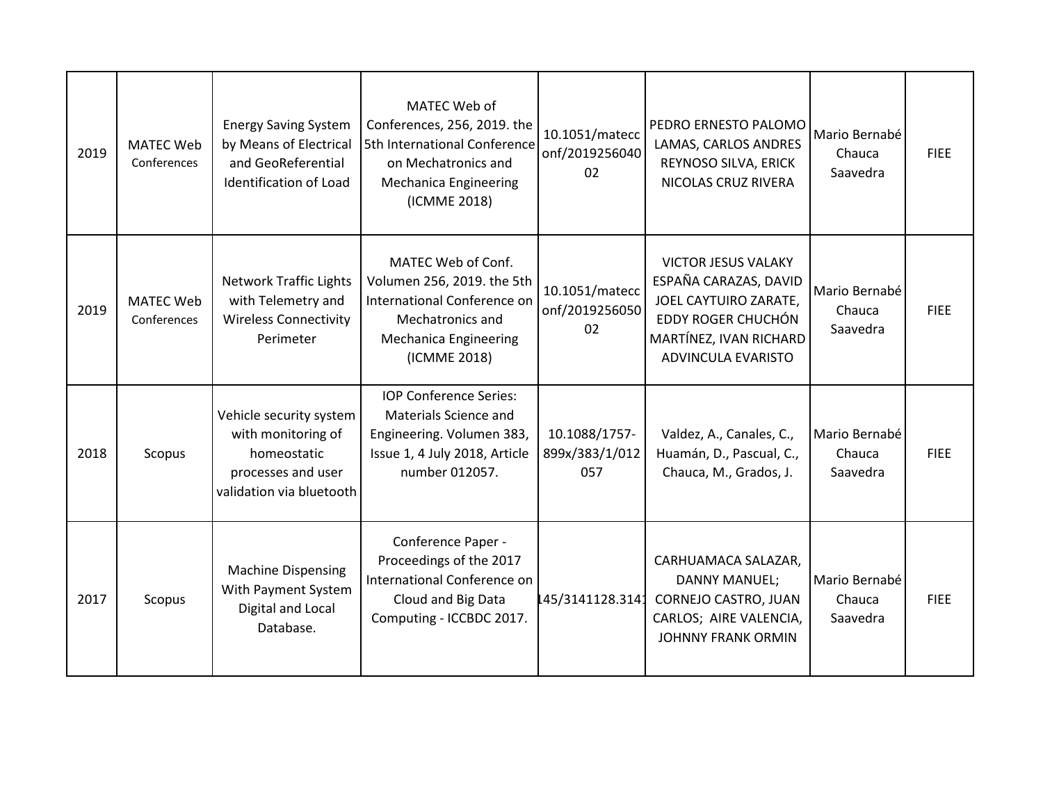| | | | | | | | |
|---|---|---|---|---|---|---|---|
| 2019 | MATEC Web Conferences | Energy Saving System by Means of Electrical and GeoReferential Identification of Load | MATEC Web of Conferences, 256, 2019. the 5th International Conference on Mechatronics and Mechanica Engineering (ICMME 2018) | 10.1051/mateconf/201925604002 | PEDRO ERNESTO PALOMO LAMAS, CARLOS ANDRES REYNOSO SILVA, ERICK NICOLAS CRUZ RIVERA | Mario Bernabé Chauca Saavedra | FIEE |
| 2019 | MATEC Web Conferences | Network Traffic Lights with Telemetry and Wireless Connectivity Perimeter | MATEC Web of Conf. Volumen 256, 2019. the 5th International Conference on Mechatronics and Mechanica Engineering (ICMME 2018) | 10.1051/mateconf/201925605002 | VICTOR JESUS VALAKY ESPAÑA CARAZAS, DAVID JOEL CAYTUIRO ZARATE, EDDY ROGER CHUCHÓN MARTÍNEZ, IVAN RICHARD ADVINCULA EVARISTO | Mario Bernabé Chauca Saavedra | FIEE |
| 2018 | Scopus | Vehicle security system with monitoring of homeostatic processes and user validation via bluetooth | IOP Conference Series: Materials Science and Engineering. Volumen 383, Issue 1, 4 July 2018, Article number 012057. | 10.1088/1757-899x/383/1/012057 | Valdez, A., Canales, C., Huamán, D., Pascual, C., Chauca, M., Grados, J. | Mario Bernabé Chauca Saavedra | FIEE |
| 2017 | Scopus | Machine Dispensing With Payment System Digital and Local Database. | Conference Paper - Proceedings of the 2017 International Conference on Cloud and Big Data Computing - ICCBDC 2017. | 145/3141128.3141 | CARHUAMACA SALAZAR, DANNY MANUEL; CORNEJO CASTRO, JUAN CARLOS; AIRE VALENCIA, JOHNNY FRANK ORMIN | Mario Bernabé Chauca Saavedra | FIEE |